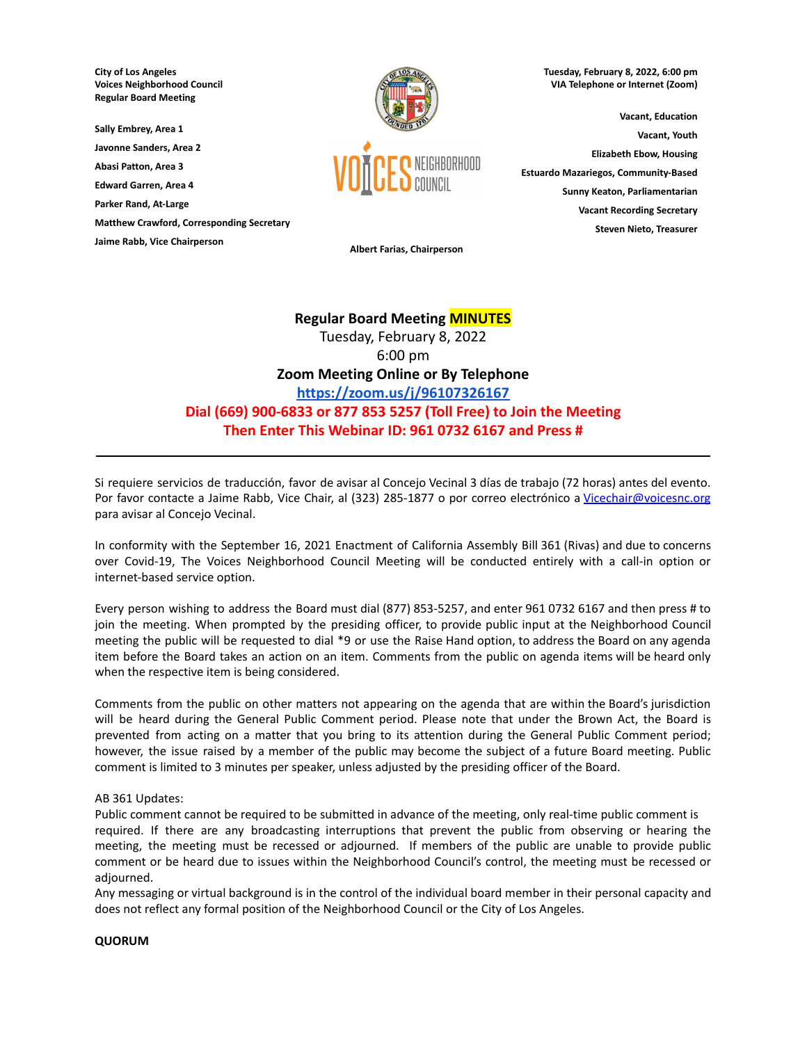**City of Los Angeles**
**Voices Neighborhood Council**
**Regular Board Meeting**

**Sally Embrey, Area 1**
**Javonne Sanders, Area 2**
**Abasi Patton, Area 3**
**Edward Garren, Area 4**
**Parker Rand, At-Large**
**Matthew Crawford, Corresponding Secretary**
**Jaime Rabb, Vice Chairperson**

**Albert Farias, Chairperson**

**Tuesday, February 8, 2022, 6:00 pm**
**VIA Telephone or Internet (Zoom)**

**Vacant, Education**
**Vacant, Youth**
**Elizabeth Ebow, Housing**
**Estuardo Mazariegos, Community-Based**
**Sunny Keaton, Parliamentarian**
**Vacant Recording Secretary**
**Steven Nieto, Treasurer**

**Regular Board Meeting MINUTES**
Tuesday, February 8, 2022
6:00 pm
**Zoom Meeting Online or By Telephone**
**https://zoom.us/j/96107326167**
**Dial (669) 900-6833 or 877 853 5257 (Toll Free) to Join the Meeting**
**Then Enter This Webinar ID: 961 0732 6167 and Press #**

---

Si requiere servicios de traducción, favor de avisar al Concejo Vecinal 3 días de trabajo (72 horas) antes del evento. Por favor contacte a Jaime Rabb, Vice Chair, al (323) 285-1877 o por correo electrónico a Vicechair@voicesnc.org para avisar al Concejo Vecinal.

In conformity with the September 16, 2021 Enactment of California Assembly Bill 361 (Rivas) and due to concerns over Covid-19, The Voices Neighborhood Council Meeting will be conducted entirely with a call-in option or internet-based service option.

Every person wishing to address the Board must dial (877) 853-5257, and enter 961 0732 6167 and then press # to join the meeting. When prompted by the presiding officer, to provide public input at the Neighborhood Council meeting the public will be requested to dial *9 or use the Raise Hand option, to address the Board on any agenda item before the Board takes an action on an item. Comments from the public on agenda items will be heard only when the respective item is being considered.

Comments from the public on other matters not appearing on the agenda that are within the Board's jurisdiction will be heard during the General Public Comment period. Please note that under the Brown Act, the Board is prevented from acting on a matter that you bring to its attention during the General Public Comment period; however, the issue raised by a member of the public may become the subject of a future Board meeting. Public comment is limited to 3 minutes per speaker, unless adjusted by the presiding officer of the Board.

AB 361 Updates:
Public comment cannot be required to be submitted in advance of the meeting, only real-time public comment is required. If there are any broadcasting interruptions that prevent the public from observing or hearing the meeting, the meeting must be recessed or adjourned. If members of the public are unable to provide public comment or be heard due to issues within the Neighborhood Council's control, the meeting must be recessed or adjourned.
Any messaging or virtual background is in the control of the individual board member in their personal capacity and does not reflect any formal position of the Neighborhood Council or the City of Los Angeles.

**QUORUM**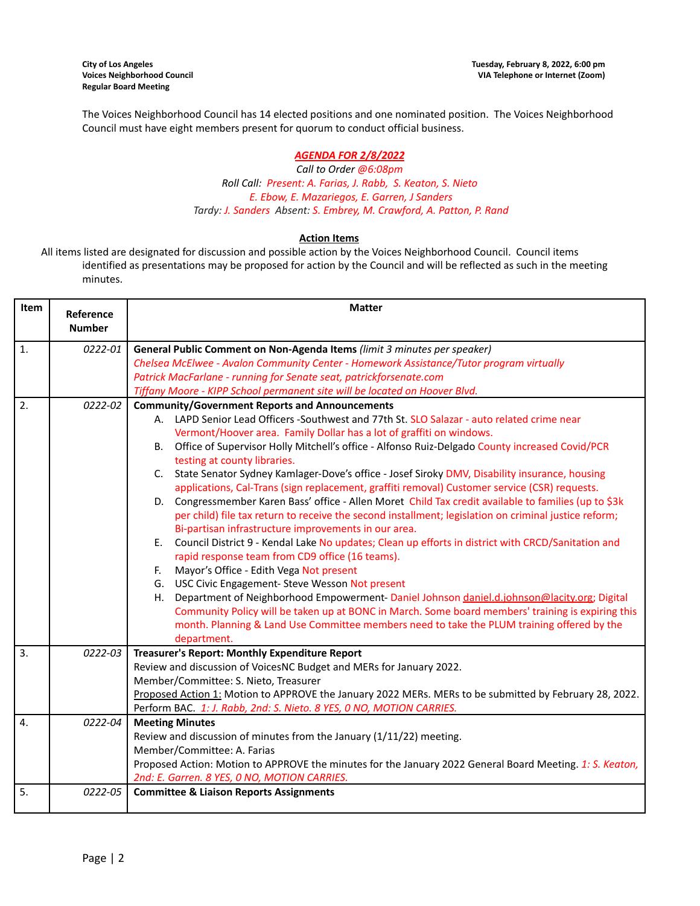**City of Los Angeles**
**Voices Neighborhood Council**
**Regular Board Meeting**

**Tuesday, February 8, 2022, 6:00 pm**
**VIA Telephone or Internet (Zoom)**

The Voices Neighborhood Council has 14 elected positions and one nominated position. The Voices Neighborhood Council must have eight members present for quorum to conduct official business.

***AGENDA FOR 2/8/2022***

*Call to Order @6:08pm*

*Roll Call: Present: A. Farias, J. Rabb, S. Keaton, S. Nieto*
*E. Ebow, E. Mazariegos, E. Garren, J Sanders*
*Tardy: J. Sanders Absent: S. Embrey, M. Crawford, A. Patton, P. Rand*

**Action Items**

All items listed are designated for discussion and possible action by the Voices Neighborhood Council. Council items identified as presentations may be proposed for action by the Council and will be reflected as such in the meeting minutes.

| Item | Reference Number | Matter |
|---|---|---|
| 1. | *0222-01* | **General Public Comment on Non-Agenda Items** *(limit 3 minutes per speaker)*<br>*Chelsea McElwee - Avalon Community Center - Homework Assistance/Tutor program virtually*<br>*Patrick MacFarlane - running for Senate seat, patrickforsenate.com*<br>*Tiffany Moore - KIPP School permanent site will be located on Hoover Blvd.* |
| 2. | *0222-02* | **Community/Government Reports and Announcements**<br>A. LAPD Senior Lead Officers -Southwest and 77th St. SLO Salazar - auto related crime near Vermont/Hoover area. Family Dollar has a lot of graffiti on windows.<br>B. Office of Supervisor Holly Mitchell's office - Alfonso Ruiz-Delgado County increased Covid/PCR testing at county libraries.<br>C. State Senator Sydney Kamlager-Dove's office - Josef Siroky DMV, Disability insurance, housing applications, Cal-Trans (sign replacement, graffiti removal) Customer service (CSR) requests.<br>D. Congressmember Karen Bass' office - Allen Moret Child Tax credit available to families (up to $3k per child) file tax return to receive the second installment; legislation on criminal justice reform; Bi-partisan infrastructure improvements in our area.<br>E. Council District 9 - Kendal Lake No updates; Clean up efforts in district with CRCD/Sanitation and rapid response team from CD9 office (16 teams).<br>F. Mayor's Office - Edith Vega Not present<br>G. USC Civic Engagement- Steve Wesson Not present<br>H. Department of Neighborhood Empowerment- Daniel Johnson daniel.d.johnson@lacity.org; Digital Community Policy will be taken up at BONC in March. Some board members' training is expiring this month. Planning & Land Use Committee members need to take the PLUM training offered by the department. |
| 3. | *0222-03* | **Treasurer's Report: Monthly Expenditure Report**<br>Review and discussion of VoicesNC Budget and MERs for January 2022.<br>Member/Committee: S. Nieto, Treasurer<br>Proposed Action 1: Motion to APPROVE the January 2022 MERs. MERs to be submitted by February 28, 2022. Perform BAC. *1: J. Rabb, 2nd: S. Nieto. 8 YES, 0 NO, MOTION CARRIES.* |
| 4. | *0222-04* | **Meeting Minutes**<br>Review and discussion of minutes from the January (1/11/22) meeting.<br>Member/Committee: A. Farias<br>Proposed Action: Motion to APPROVE the minutes for the January 2022 General Board Meeting. *1: S. Keaton, 2nd: E. Garren. 8 YES, 0 NO, MOTION CARRIES.* |
| 5. | *0222-05* | **Committee & Liaison Reports Assignments** |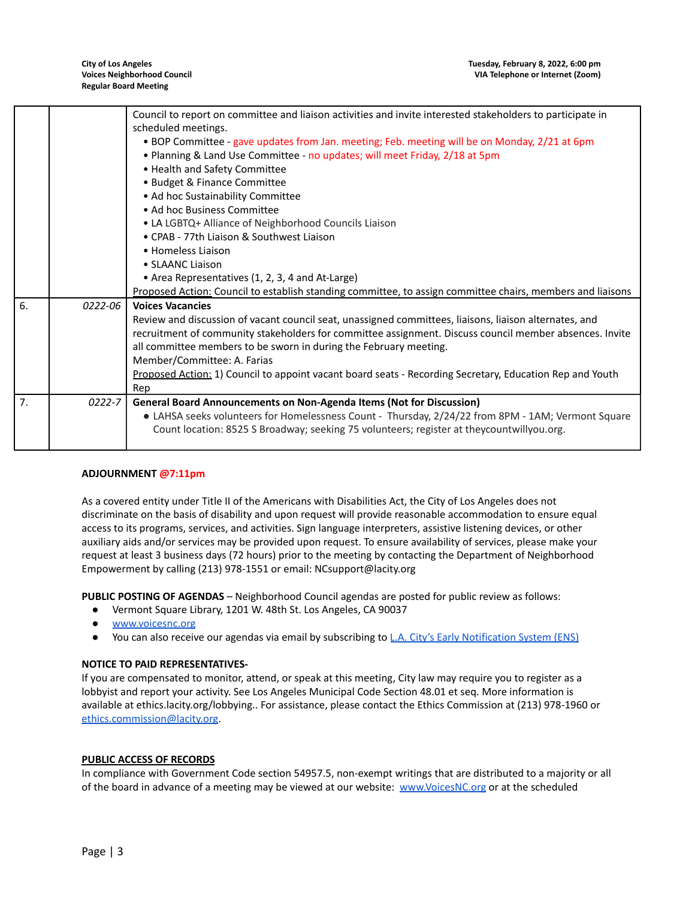| | | |
|---|---|---|
| | | Council to report on committee and liaison activities and invite interested stakeholders to participate in scheduled meetings.<br>• BOP Committee - gave updates from Jan. meeting; Feb. meeting will be on Monday, 2/21 at 6pm<br>• Planning & Land Use Committee - no updates; will meet Friday, 2/18 at 5pm<br>• Health and Safety Committee<br>• Budget & Finance Committee<br>• Ad hoc Sustainability Committee<br>• Ad hoc Business Committee<br>• LA LGBTQ+ Alliance of Neighborhood Councils Liaison<br>• CPAB - 77th Liaison & Southwest Liaison<br>• Homeless Liaison<br>• SLAANC Liaison<br>• Area Representatives (1, 2, 3, 4 and At-Large)<br>Proposed Action: Council to establish standing committee, to assign committee chairs, members and liaisons |
| 6. | *0222-06* | **Voices Vacancies**<br>Review and discussion of vacant council seat, unassigned committees, liaisons, liaison alternates, and recruitment of community stakeholders for committee assignment. Discuss council member absences. Invite all committee members to be sworn in during the February meeting.<br>Member/Committee: A. Farias<br>Proposed Action: 1) Council to appoint vacant board seats - Recording Secretary, Education Rep and Youth Rep |
| 7. | *0222-7* | **General Board Announcements on Non-Agenda Items (Not for Discussion)**<br>● LAHSA seeks volunteers for Homelessness Count - Thursday, 2/24/22 from 8PM - 1AM; Vermont Square Count location: 8525 S Broadway; seeking 75 volunteers; register at theycountwillyou.org. |

**ADJOURNMENT @7:11pm**

As a covered entity under Title II of the Americans with Disabilities Act, the City of Los Angeles does not discriminate on the basis of disability and upon request will provide reasonable accommodation to ensure equal access to its programs, services, and activities. Sign language interpreters, assistive listening devices, or other auxiliary aids and/or services may be provided upon request. To ensure availability of services, please make your request at least 3 business days (72 hours) prior to the meeting by contacting the Department of Neighborhood Empowerment by calling (213) 978-1551 or email: NCsupport@lacity.org

**PUBLIC POSTING OF AGENDAS** – Neighborhood Council agendas are posted for public review as follows:

- Vermont Square Library, 1201 W. 48th St. Los Angeles, CA 90037
- www.voicesnc.org
- You can also receive our agendas via email by subscribing to L.A. City's Early Notification System (ENS)

**NOTICE TO PAID REPRESENTATIVES-**
If you are compensated to monitor, attend, or speak at this meeting, City law may require you to register as a lobbyist and report your activity. See Los Angeles Municipal Code Section 48.01 et seq. More information is available at ethics.lacity.org/lobbying.. For assistance, please contact the Ethics Commission at (213) 978-1960 or ethics.commission@lacity.org.

**PUBLIC ACCESS OF RECORDS**
In compliance with Government Code section 54957.5, non-exempt writings that are distributed to a majority or all of the board in advance of a meeting may be viewed at our website: www.VoicesNC.org or at the scheduled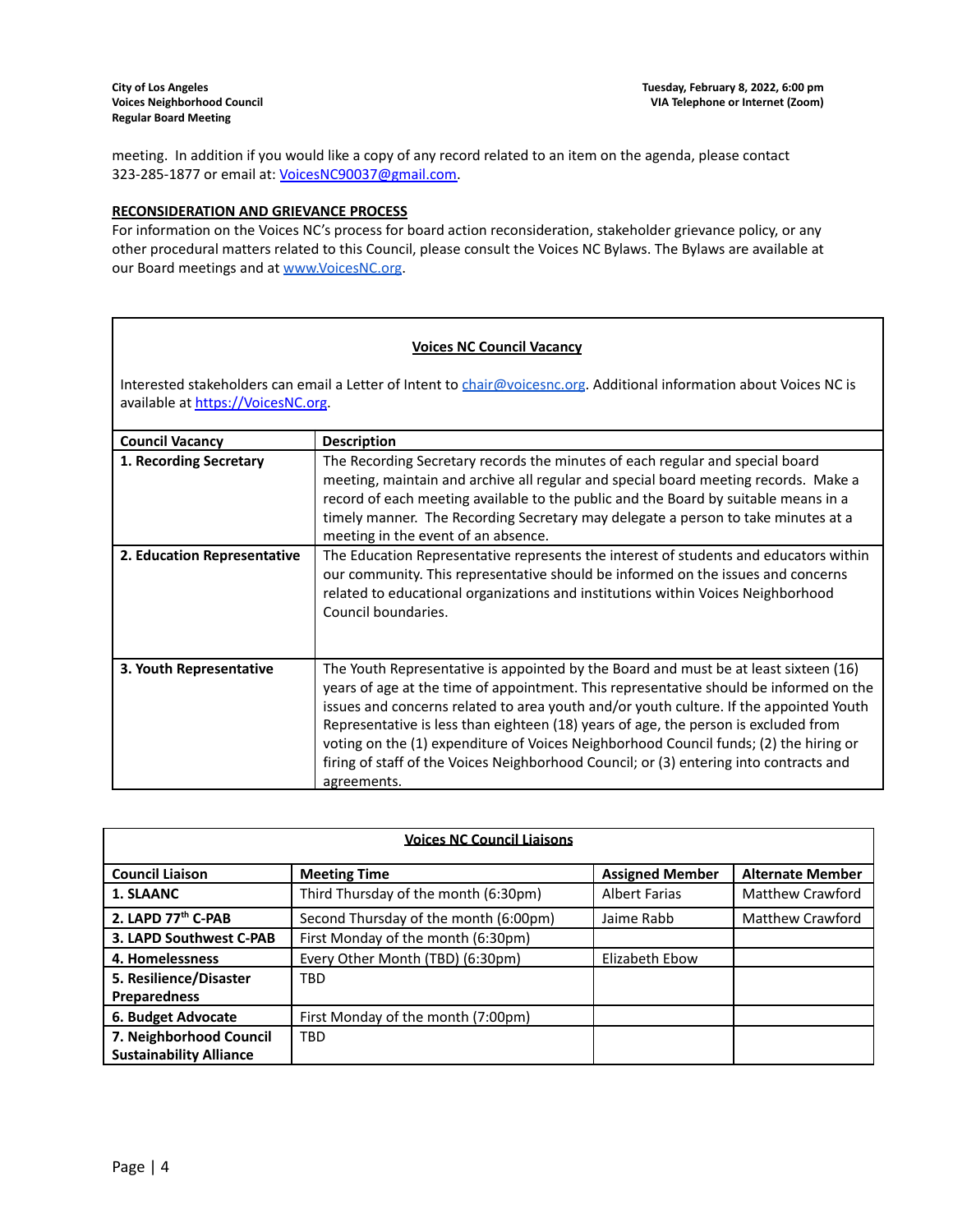meeting. In addition if you would like a copy of any record related to an item on the agenda, please contact 323-285-1877 or email at: VoicesNC90037@gmail.com.

**RECONSIDERATION AND GRIEVANCE PROCESS**

For information on the Voices NC's process for board action reconsideration, stakeholder grievance policy, or any other procedural matters related to this Council, please consult the Voices NC Bylaws. The Bylaws are available at our Board meetings and at www.VoicesNC.org.

**Voices NC Council Vacancy**

Interested stakeholders can email a Letter of Intent to chair@voicesnc.org. Additional information about Voices NC is available at https://VoicesNC.org.

| Council Vacancy | Description |
|---|---|
| **1. Recording Secretary** | The Recording Secretary records the minutes of each regular and special board meeting, maintain and archive all regular and special board meeting records. Make a record of each meeting available to the public and the Board by suitable means in a timely manner. The Recording Secretary may delegate a person to take minutes at a meeting in the event of an absence. |
| **2. Education Representative** | The Education Representative represents the interest of students and educators within our community. This representative should be informed on the issues and concerns related to educational organizations and institutions within Voices Neighborhood Council boundaries. |
| **3. Youth Representative** | The Youth Representative is appointed by the Board and must be at least sixteen (16) years of age at the time of appointment. This representative should be informed on the issues and concerns related to area youth and/or youth culture. If the appointed Youth Representative is less than eighteen (18) years of age, the person is excluded from voting on the (1) expenditure of Voices Neighborhood Council funds; (2) the hiring or firing of staff of the Voices Neighborhood Council; or (3) entering into contracts and agreements. |

**Voices NC Council Liaisons**

| Council Liaison | Meeting Time | Assigned Member | Alternate Member |
|---|---|---|---|
| **1. SLAANC** | Third Thursday of the month (6:30pm) | Albert Farias | Matthew Crawford |
| **2. LAPD 77th C-PAB** | Second Thursday of the month (6:00pm) | Jaime Rabb | Matthew Crawford |
| **3. LAPD Southwest C-PAB** | First Monday of the month (6:30pm) | | |
| **4. Homelessness** | Every Other Month (TBD) (6:30pm) | Elizabeth Ebow | |
| **5. Resilience/Disaster Preparedness** | TBD | | |
| **6. Budget Advocate** | First Monday of the month (7:00pm) | | |
| **7. Neighborhood Council Sustainability Alliance** | TBD | | |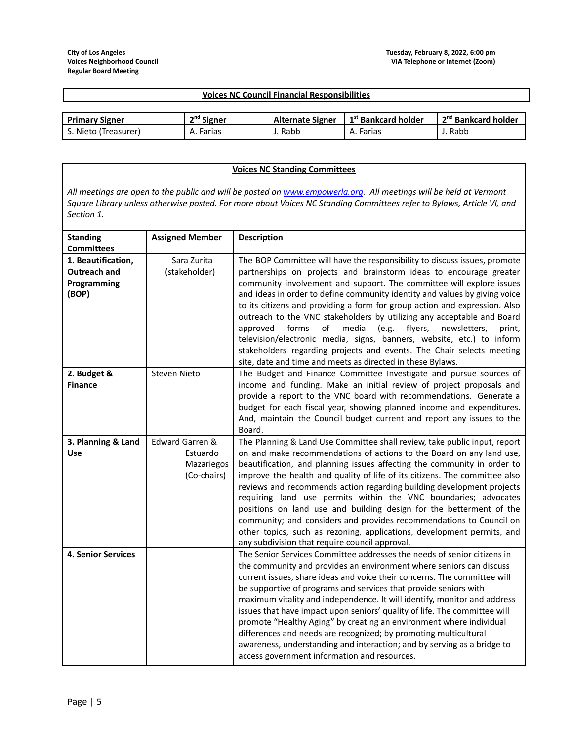## Voices NC Council Financial Responsibilities

| Primary Signer | 2nd Signer | Alternate Signer | 1st Bankcard holder | 2nd Bankcard holder |
|---|---|---|---|---|
| S. Nieto (Treasurer) | A. Farias | J. Rabb | A. Farias | J. Rabb |

## Voices NC Standing Committees

*All meetings are open to the public and will be posted on [www.empowerla.org](www.empowerla.org). All meetings will be held at Vermont Square Library unless otherwise posted. For more about Voices NC Standing Committees refer to Bylaws, Article VI, and Section 1.*

| Standing Committees | Assigned Member | Description |
|---|---|---|
| **1. Beautification, Outreach and Programming (BOP)** | Sara Zurita (stakeholder) | The BOP Committee will have the responsibility to discuss issues, promote partnerships on projects and brainstorm ideas to encourage greater community involvement and support. The committee will explore issues and ideas in order to define community identity and values by giving voice to its citizens and providing a form for group action and expression. Also outreach to the VNC stakeholders by utilizing any acceptable and Board approved forms of media (e.g. flyers, newsletters, print, television/electronic media, signs, banners, website, etc.) to inform stakeholders regarding projects and events. The Chair selects meeting site, date and time and meets as directed in these Bylaws. |
| **2. Budget & Finance** | Steven Nieto | The Budget and Finance Committee Investigate and pursue sources of income and funding. Make an initial review of project proposals and provide a report to the VNC board with recommendations. Generate a budget for each fiscal year, showing planned income and expenditures. And, maintain the Council budget current and report any issues to the Board. |
| **3. Planning & Land Use** | Edward Garren & Estuardo Mazariegos (Co-chairs) | The Planning & Land Use Committee shall review, take public input, report on and make recommendations of actions to the Board on any land use, beautification, and planning issues affecting the community in order to improve the health and quality of life of its citizens. The committee also reviews and recommends action regarding building development projects requiring land use permits within the VNC boundaries; advocates positions on land use and building design for the betterment of the community; and considers and provides recommendations to Council on other topics, such as rezoning, applications, development permits, and any subdivision that require council approval. |
| **4. Senior Services** | | The Senior Services Committee addresses the needs of senior citizens in the community and provides an environment where seniors can discuss current issues, share ideas and voice their concerns. The committee will be supportive of programs and services that provide seniors with maximum vitality and independence. It will identify, monitor and address issues that have impact upon seniors' quality of life. The committee will promote "Healthy Aging" by creating an environment where individual differences and needs are recognized; by promoting multicultural awareness, understanding and interaction; and by serving as a bridge to access government information and resources. |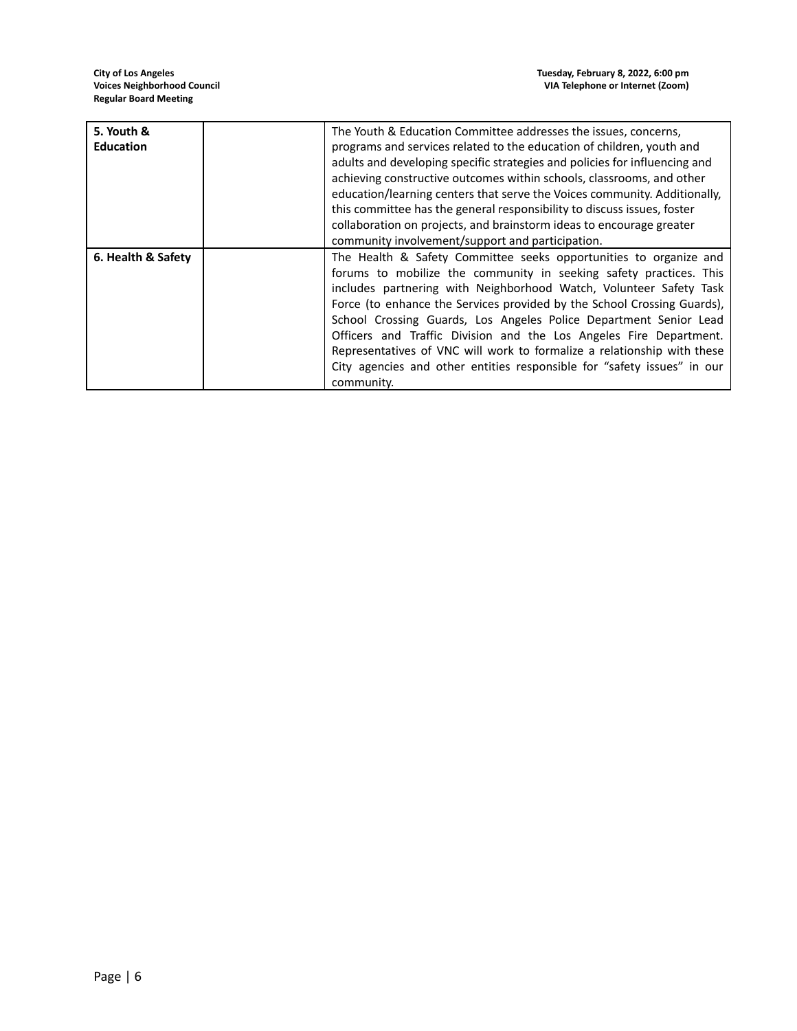| | | |
|---|---|---|
| **5. Youth & Education** | | The Youth & Education Committee addresses the issues, concerns, programs and services related to the education of children, youth and adults and developing specific strategies and policies for influencing and achieving constructive outcomes within schools, classrooms, and other education/learning centers that serve the Voices community. Additionally, this committee has the general responsibility to discuss issues, foster collaboration on projects, and brainstorm ideas to encourage greater community involvement/support and participation. |
| **6. Health & Safety** | | The Health & Safety Committee seeks opportunities to organize and forums to mobilize the community in seeking safety practices. This includes partnering with Neighborhood Watch, Volunteer Safety Task Force (to enhance the Services provided by the School Crossing Guards), School Crossing Guards, Los Angeles Police Department Senior Lead Officers and Traffic Division and the Los Angeles Fire Department. Representatives of VNC will work to formalize a relationship with these City agencies and other entities responsible for "safety issues" in our community. |